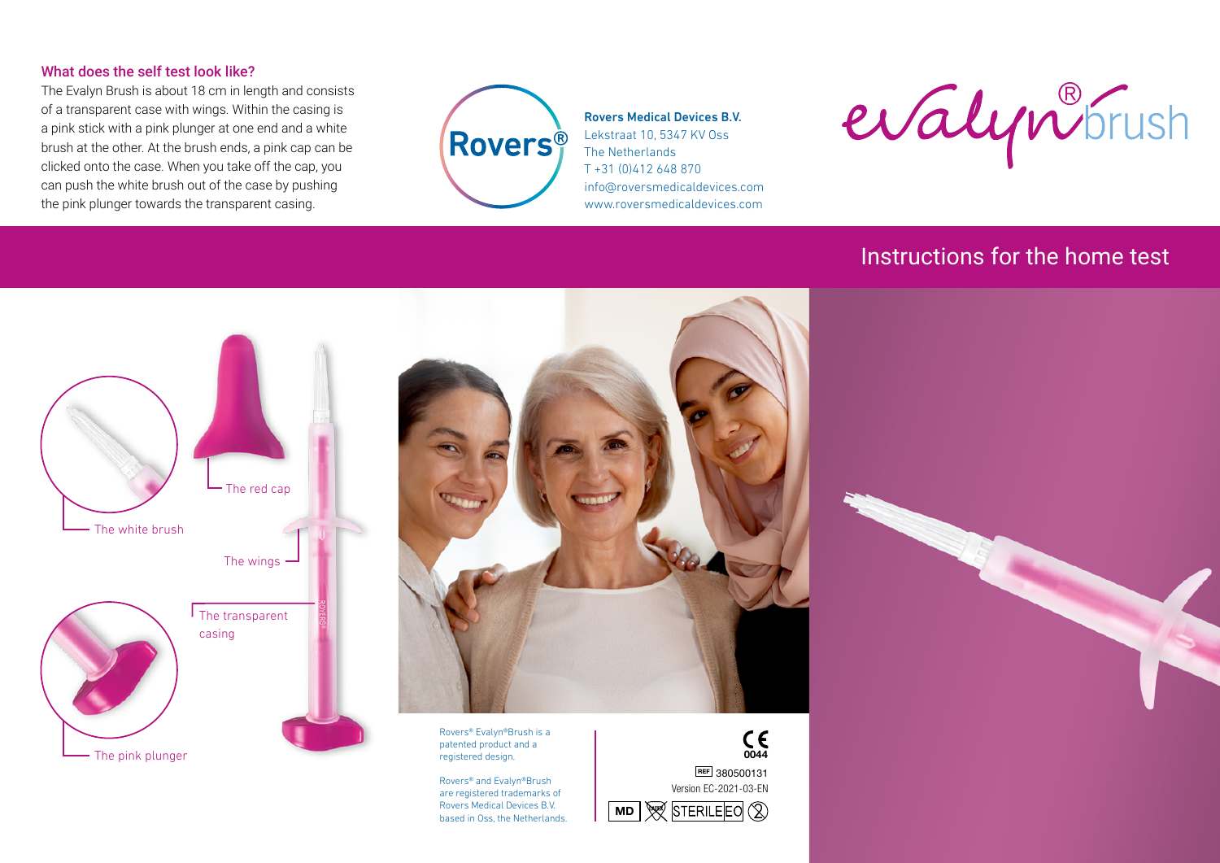### What does the self test look like?

The Evalyn Brush is about 18 cm in length and consists of a transparent case with wings. Within the casing is a pink stick with a pink plunger at one end and a white brush at the other. At the brush ends, a pink cap can be clicked onto the case. When you take off the cap, you can push the white brush out of the case by pushing the pink plunger towards the transparent casing.

Rovers®

**Rovers Medical Devices B.V.**
Lekstraat 10, 5347 KV Oss
The Netherlands
T +31 (0)412 648 870
info@roversmedicaldevices.com
www.roversmedicaldevices.com

evalyn® brush

## Instructions for the home test

The white brush

The red cap

The wings

The transparent casing

The pink plunger

Rovers® Evalyn®Brush is a patented product and a registered design.

Rovers® and Evalyn®Brush are registered trademarks of Rovers Medical Devices B.V. based in Oss, the Netherlands.

CE 0044

REF 380500131

Version EC-2021-03-EN

MD STERILE EO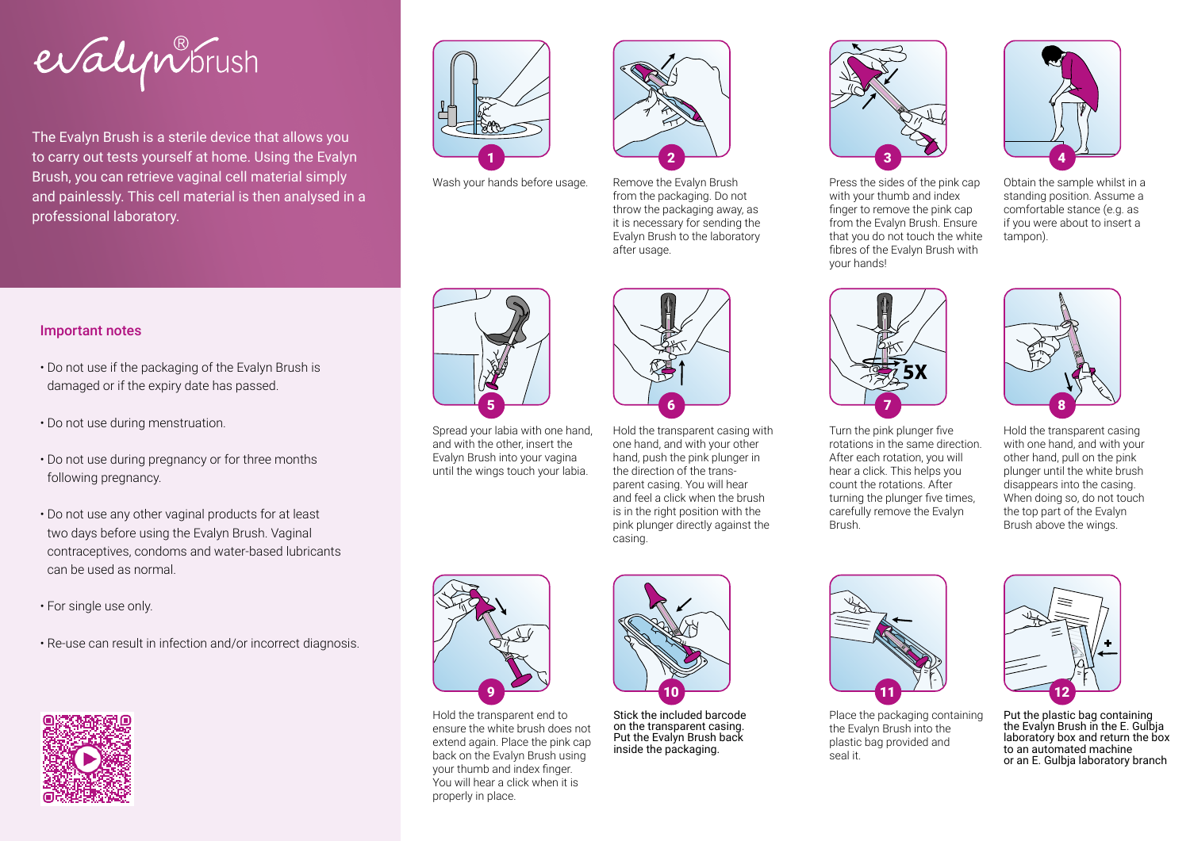# evalyn® brush

The Evalyn Brush is a sterile device that allows you to carry out tests yourself at home. Using the Evalyn Brush, you can retrieve vaginal cell material simply and painlessly. This cell material is then analysed in a professional laboratory.

## Important notes

- Do not use if the packaging of the Evalyn Brush is damaged or if the expiry date has passed.
- Do not use during menstruation.
- Do not use during pregnancy or for three months following pregnancy.
- Do not use any other vaginal products for at least two days before using the Evalyn Brush. Vaginal contraceptives, condoms and water-based lubricants can be used as normal.
- For single use only.
- Re-use can result in infection and/or incorrect diagnosis.

1. Wash your hands before usage.
2. Remove the Evalyn Brush from the packaging. Do not throw the packaging away, as it is necessary for sending the Evalyn Brush to the laboratory after usage.
3. Press the sides of the pink cap with your thumb and index finger to remove the pink cap from the Evalyn Brush. Ensure that you do not touch the white fibres of the Evalyn Brush with your hands!
4. Obtain the sample whilst in a standing position. Assume a comfortable stance (e.g. as if you were about to insert a tampon).
5. Spread your labia with one hand, and with the other, insert the Evalyn Brush into your vagina until the wings touch your labia.
6. Hold the transparent casing with one hand, and with your other hand, push the pink plunger in the direction of the transparent casing. You will hear and feel a click when the brush is in the right position with the pink plunger directly against the casing.
7. Turn the pink plunger five rotations in the same direction. After each rotation, you will hear a click. This helps you count the rotations. After turning the plunger five times, carefully remove the Evalyn Brush.
8. Hold the transparent casing with one hand, and with your other hand, pull on the pink plunger until the white brush disappears into the casing. When doing so, do not touch the top part of the Evalyn Brush above the wings.
9. Hold the transparent end to ensure the white brush does not extend again. Place the pink cap back on the Evalyn Brush using your thumb and index finger. You will hear a click when it is properly in place.
10. Stick the included barcode on the transparent casing. Put the Evalyn Brush back inside the packaging.
11. Place the packaging containing the Evalyn Brush into the plastic bag provided and seal it.
12. Put the plastic bag containing the Evalyn Brush in the E. Gulbja laboratory box and return the box to an automated machine or an E. Gulbja laboratory branch